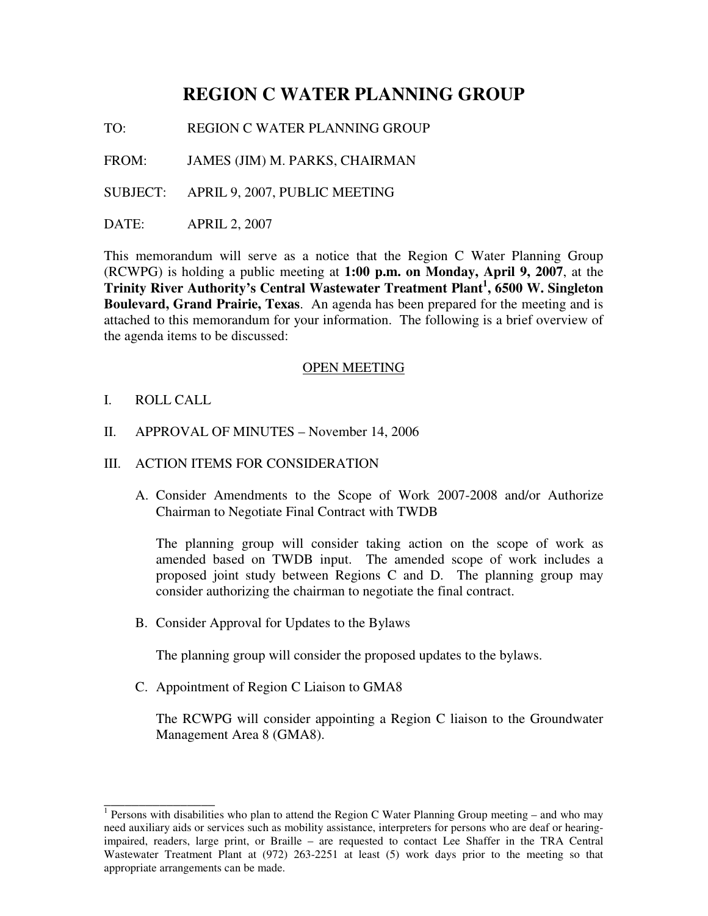# REGION C WATER PLANNING GROUP

TO: REGION C WATER PLANNING GROUP

FROM: JAMES (JIM) M. PARKS, CHAIRMAN

SUBJECT: APRIL 9, 2007, PUBLIC MEETING

DATE: APRIL 2, 2007

This memorandum will serve as a notice that the Region C Water Planning Group (RCWPG) is holding a public meeting at **1:00 p.m. on Monday, April 9, 2007**, at the **Trinity River Authority's Central Wastewater Treatment Plant[1], 6500 W. Singleton Boulevard, Grand Prairie, Texas**. An agenda has been prepared for the meeting and is attached to this memorandum for your information. The following is a brief overview of the agenda items to be discussed:

## OPEN MEETING

I. ROLL CALL

II. APPROVAL OF MINUTES – November 14, 2006

III. ACTION ITEMS FOR CONSIDERATION

A. Consider Amendments to the Scope of Work 2007-2008 and/or Authorize Chairman to Negotiate Final Contract with TWDB

The planning group will consider taking action on the scope of work as amended based on TWDB input. The amended scope of work includes a proposed joint study between Regions C and D. The planning group may consider authorizing the chairman to negotiate the final contract.

B. Consider Approval for Updates to the Bylaws

The planning group will consider the proposed updates to the bylaws.

C. Appointment of Region C Liaison to GMA8

The RCWPG will consider appointing a Region C liaison to the Groundwater Management Area 8 (GMA8).

---

[1] Persons with disabilities who plan to attend the Region C Water Planning Group meeting – and who may need auxiliary aids or services such as mobility assistance, interpreters for persons who are deaf or hearing-impaired, readers, large print, or Braille – are requested to contact Lee Shaffer in the TRA Central Wastewater Treatment Plant at (972) 263-2251 at least (5) work days prior to the meeting so that appropriate arrangements can be made.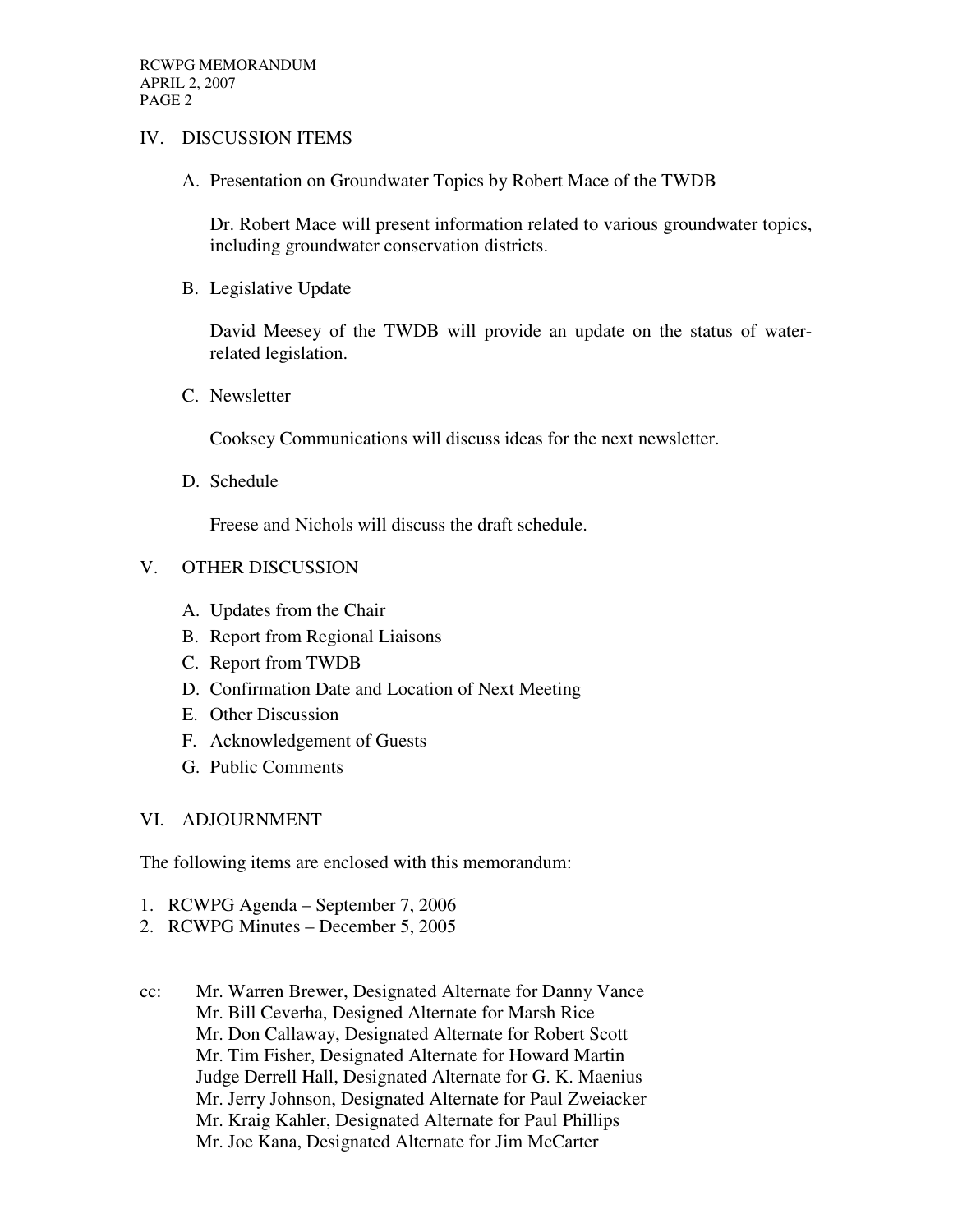## IV. DISCUSSION ITEMS

A. Presentation on Groundwater Topics by Robert Mace of the TWDB

Dr. Robert Mace will present information related to various groundwater topics, including groundwater conservation districts.

B. Legislative Update

David Meesey of the TWDB will provide an update on the status of water-related legislation.

C. Newsletter

Cooksey Communications will discuss ideas for the next newsletter.

D. Schedule

Freese and Nichols will discuss the draft schedule.

## V. OTHER DISCUSSION

A. Updates from the Chair
B. Report from Regional Liaisons
C. Report from TWDB
D. Confirmation Date and Location of Next Meeting
E. Other Discussion
F. Acknowledgement of Guests
G. Public Comments

## VI. ADJOURNMENT

The following items are enclosed with this memorandum:

1. RCWPG Agenda – September 7, 2006
2. RCWPG Minutes – December 5, 2005

cc: Mr. Warren Brewer, Designated Alternate for Danny Vance
Mr. Bill Ceverha, Designed Alternate for Marsh Rice
Mr. Don Callaway, Designated Alternate for Robert Scott
Mr. Tim Fisher, Designated Alternate for Howard Martin
Judge Derrell Hall, Designated Alternate for G. K. Maenius
Mr. Jerry Johnson, Designated Alternate for Paul Zweiacker
Mr. Kraig Kahler, Designated Alternate for Paul Phillips
Mr. Joe Kana, Designated Alternate for Jim McCarter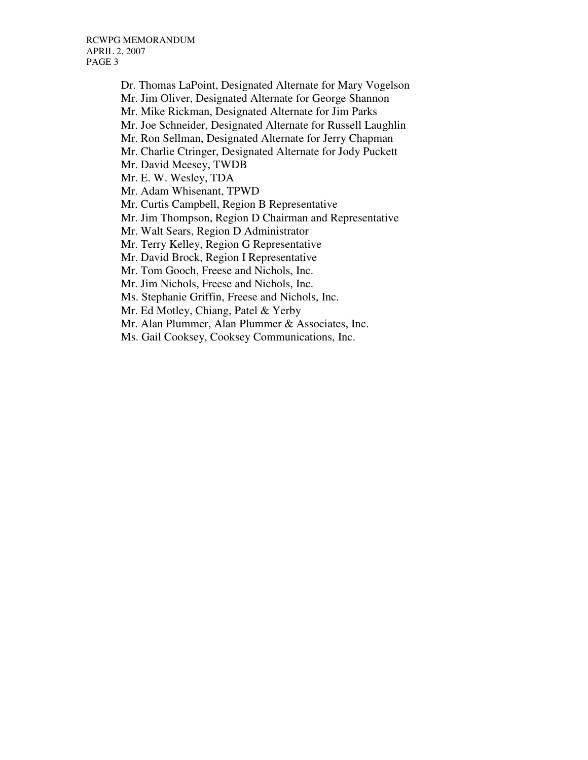Dr. Thomas LaPoint, Designated Alternate for Mary Vogelson
Mr. Jim Oliver, Designated Alternate for George Shannon
Mr. Mike Rickman, Designated Alternate for Jim Parks
Mr. Joe Schneider, Designated Alternate for Russell Laughlin
Mr. Ron Sellman, Designated Alternate for Jerry Chapman
Mr. Charlie Ctringer, Designated Alternate for Jody Puckett
Mr. David Meesey, TWDB
Mr. E. W. Wesley, TDA
Mr. Adam Whisenant, TPWD
Mr. Curtis Campbell, Region B Representative
Mr. Jim Thompson, Region D Chairman and Representative
Mr. Walt Sears, Region D Administrator
Mr. Terry Kelley, Region G Representative
Mr. David Brock, Region I Representative
Mr. Tom Gooch, Freese and Nichols, Inc.
Mr. Jim Nichols, Freese and Nichols, Inc.
Ms. Stephanie Griffin, Freese and Nichols, Inc.
Mr. Ed Motley, Chiang, Patel & Yerby
Mr. Alan Plummer, Alan Plummer & Associates, Inc.
Ms. Gail Cooksey, Cooksey Communications, Inc.